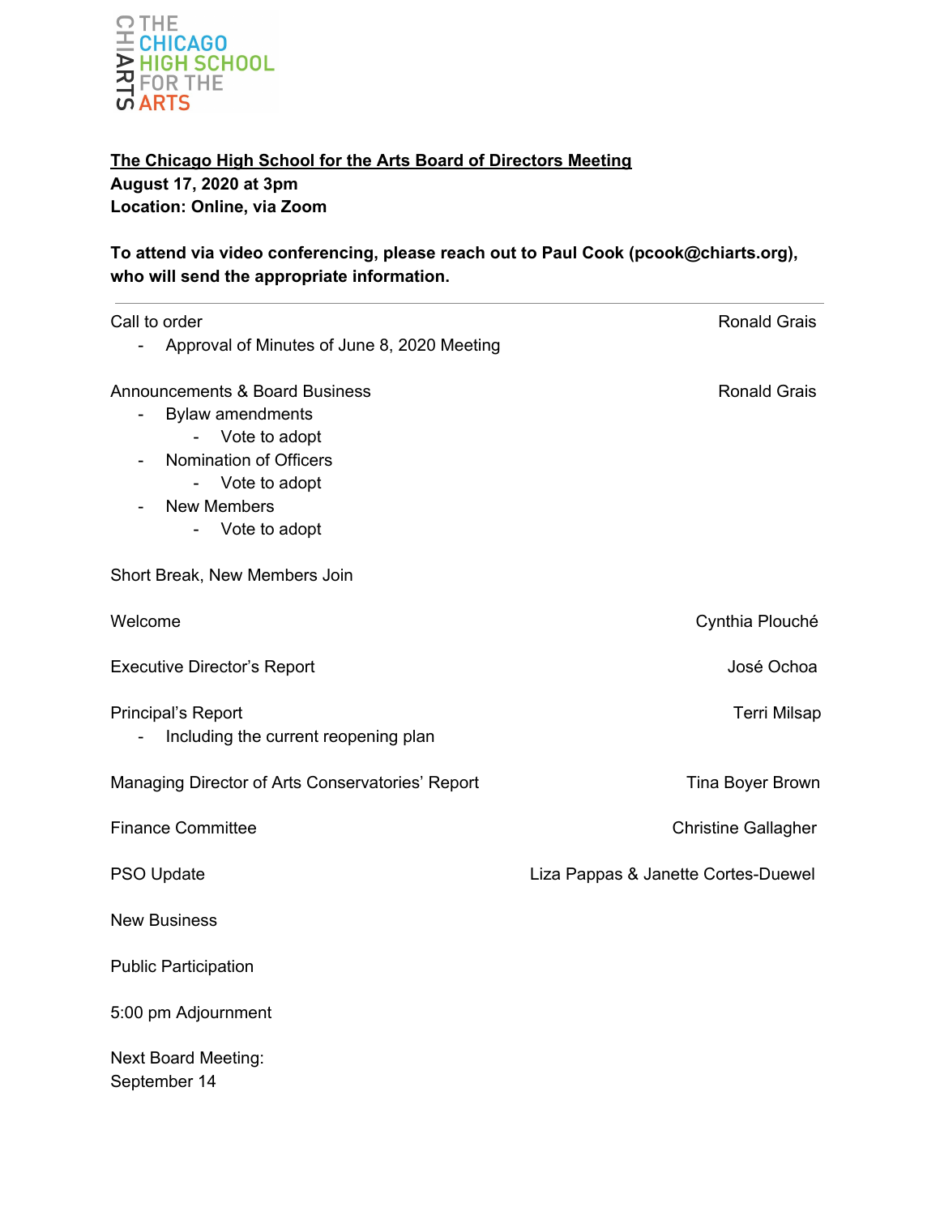THE CHICAGO HIGH SCHOOL FOR THE ARTS

**<u>The Chicago High School for the Arts Board of Directors Meeting</u>**
**August 17, 2020 at 3pm**
**Location: Online, via Zoom**

**To attend via video conferencing, please reach out to Paul Cook (pcook@chiarts.org), who will send the appropriate information.**

---

Call to order — Ronald Grais

- Approval of Minutes of June 8, 2020 Meeting

Announcements & Board Business — Ronald Grais

- Bylaw amendments
  - Vote to adopt
- Nomination of Officers
  - Vote to adopt
- New Members
  - Vote to adopt

Short Break, New Members Join

Welcome — Cynthia Plouché

Executive Director's Report — José Ochoa

Principal's Report — Terri Milsap

- Including the current reopening plan

Managing Director of Arts Conservatories' Report — Tina Boyer Brown

Finance Committee — Christine Gallagher

PSO Update — Liza Pappas & Janette Cortes-Duewel

New Business

Public Participation

5:00 pm Adjournment

Next Board Meeting:
September 14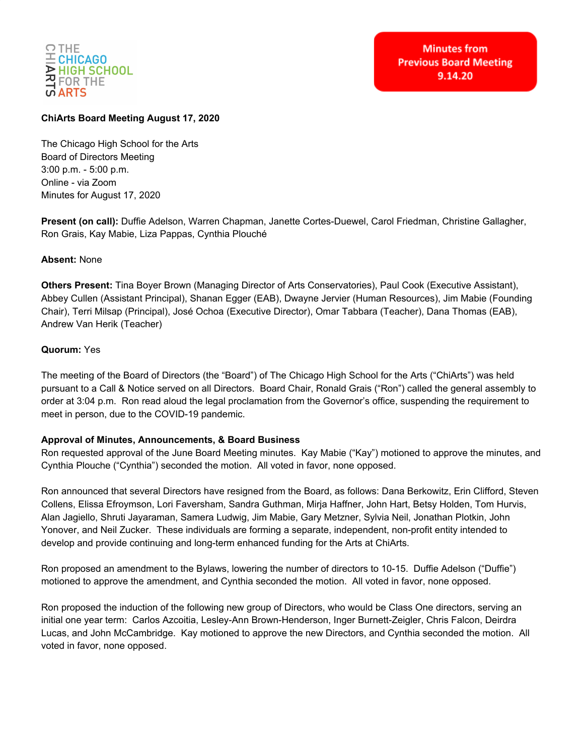THE CHICAGO HIGH SCHOOL FOR THE ARTS

**Minutes from Previous Board Meeting 9.14.20**

**ChiArts Board Meeting August 17, 2020**

The Chicago High School for the Arts
Board of Directors Meeting
3:00 p.m. - 5:00 p.m.
Online - via Zoom
Minutes for August 17, 2020

**Present (on call):** Duffie Adelson, Warren Chapman, Janette Cortes-Duewel, Carol Friedman, Christine Gallagher, Ron Grais, Kay Mabie, Liza Pappas, Cynthia Plouché

**Absent:** None

**Others Present:** Tina Boyer Brown (Managing Director of Arts Conservatories), Paul Cook (Executive Assistant), Abbey Cullen (Assistant Principal), Shanan Egger (EAB), Dwayne Jervier (Human Resources), Jim Mabie (Founding Chair), Terri Milsap (Principal), José Ochoa (Executive Director), Omar Tabbara (Teacher), Dana Thomas (EAB), Andrew Van Herik (Teacher)

**Quorum:** Yes

The meeting of the Board of Directors (the "Board") of The Chicago High School for the Arts ("ChiArts") was held pursuant to a Call & Notice served on all Directors. Board Chair, Ronald Grais ("Ron") called the general assembly to order at 3:04 p.m. Ron read aloud the legal proclamation from the Governor's office, suspending the requirement to meet in person, due to the COVID-19 pandemic.

**Approval of Minutes, Announcements, & Board Business**

Ron requested approval of the June Board Meeting minutes. Kay Mabie ("Kay") motioned to approve the minutes, and Cynthia Plouche ("Cynthia") seconded the motion. All voted in favor, none opposed.

Ron announced that several Directors have resigned from the Board, as follows: Dana Berkowitz, Erin Clifford, Steven Collens, Elissa Efroymson, Lori Faversham, Sandra Guthman, Mirja Haffner, John Hart, Betsy Holden, Tom Hurvis, Alan Jagiello, Shruti Jayaraman, Samera Ludwig, Jim Mabie, Gary Metzner, Sylvia Neil, Jonathan Plotkin, John Yonover, and Neil Zucker. These individuals are forming a separate, independent, non-profit entity intended to develop and provide continuing and long-term enhanced funding for the Arts at ChiArts.

Ron proposed an amendment to the Bylaws, lowering the number of directors to 10-15. Duffie Adelson ("Duffie") motioned to approve the amendment, and Cynthia seconded the motion. All voted in favor, none opposed.

Ron proposed the induction of the following new group of Directors, who would be Class One directors, serving an initial one year term: Carlos Azcoitia, Lesley-Ann Brown-Henderson, Inger Burnett-Zeigler, Chris Falcon, Deirdra Lucas, and John McCambridge. Kay motioned to approve the new Directors, and Cynthia seconded the motion. All voted in favor, none opposed.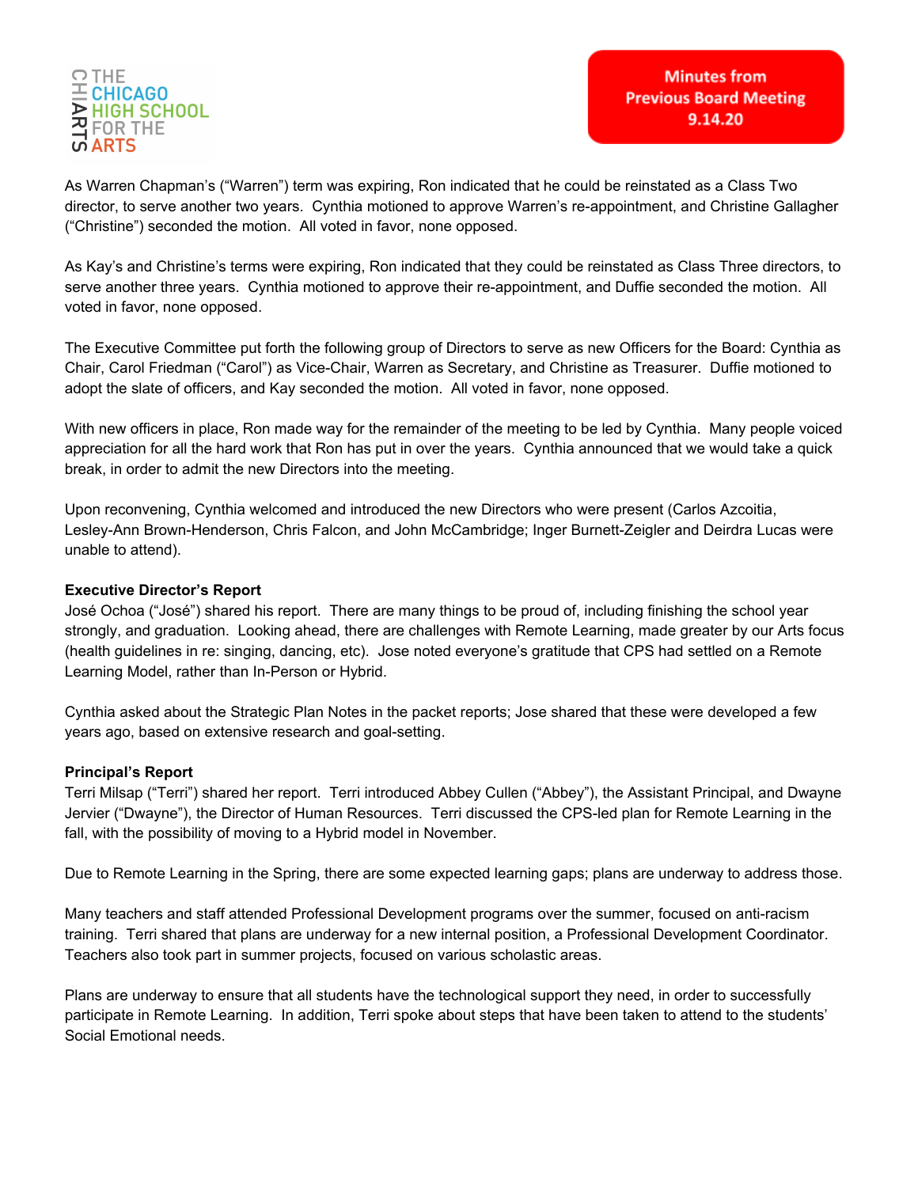As Warren Chapman's ("Warren") term was expiring, Ron indicated that he could be reinstated as a Class Two director, to serve another two years. Cynthia motioned to approve Warren's re-appointment, and Christine Gallagher ("Christine") seconded the motion. All voted in favor, none opposed.

As Kay's and Christine's terms were expiring, Ron indicated that they could be reinstated as Class Three directors, to serve another three years. Cynthia motioned to approve their re-appointment, and Duffie seconded the motion. All voted in favor, none opposed.

The Executive Committee put forth the following group of Directors to serve as new Officers for the Board: Cynthia as Chair, Carol Friedman ("Carol") as Vice-Chair, Warren as Secretary, and Christine as Treasurer. Duffie motioned to adopt the slate of officers, and Kay seconded the motion. All voted in favor, none opposed.

With new officers in place, Ron made way for the remainder of the meeting to be led by Cynthia. Many people voiced appreciation for all the hard work that Ron has put in over the years. Cynthia announced that we would take a quick break, in order to admit the new Directors into the meeting.

Upon reconvening, Cynthia welcomed and introduced the new Directors who were present (Carlos Azcoitia, Lesley-Ann Brown-Henderson, Chris Falcon, and John McCambridge; Inger Burnett-Zeigler and Deirdra Lucas were unable to attend).

**Executive Director's Report**

José Ochoa ("José") shared his report. There are many things to be proud of, including finishing the school year strongly, and graduation. Looking ahead, there are challenges with Remote Learning, made greater by our Arts focus (health guidelines in re: singing, dancing, etc). Jose noted everyone's gratitude that CPS had settled on a Remote Learning Model, rather than In-Person or Hybrid.

Cynthia asked about the Strategic Plan Notes in the packet reports; Jose shared that these were developed a few years ago, based on extensive research and goal-setting.

**Principal's Report**

Terri Milsap ("Terri") shared her report. Terri introduced Abbey Cullen ("Abbey"), the Assistant Principal, and Dwayne Jervier ("Dwayne"), the Director of Human Resources. Terri discussed the CPS-led plan for Remote Learning in the fall, with the possibility of moving to a Hybrid model in November.

Due to Remote Learning in the Spring, there are some expected learning gaps; plans are underway to address those.

Many teachers and staff attended Professional Development programs over the summer, focused on anti-racism training. Terri shared that plans are underway for a new internal position, a Professional Development Coordinator. Teachers also took part in summer projects, focused on various scholastic areas.

Plans are underway to ensure that all students have the technological support they need, in order to successfully participate in Remote Learning. In addition, Terri spoke about steps that have been taken to attend to the students' Social Emotional needs.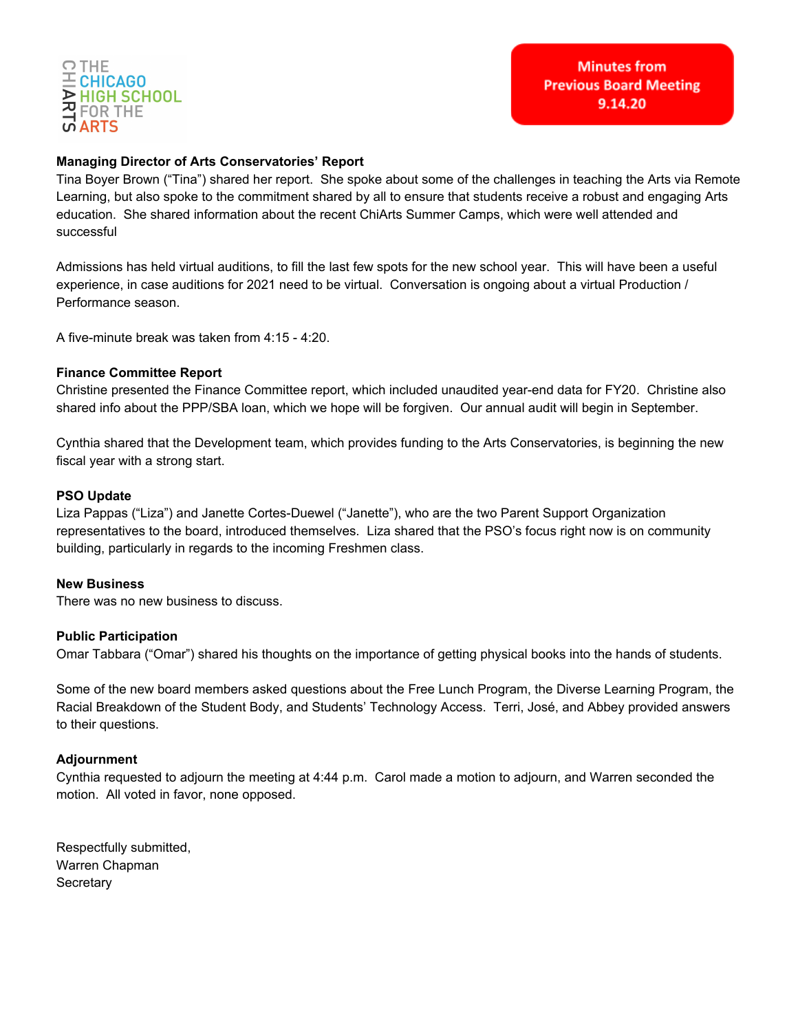**Managing Director of Arts Conservatories' Report**

Tina Boyer Brown ("Tina") shared her report. She spoke about some of the challenges in teaching the Arts via Remote Learning, but also spoke to the commitment shared by all to ensure that students receive a robust and engaging Arts education. She shared information about the recent ChiArts Summer Camps, which were well attended and successful

Admissions has held virtual auditions, to fill the last few spots for the new school year. This will have been a useful experience, in case auditions for 2021 need to be virtual. Conversation is ongoing about a virtual Production / Performance season.

A five-minute break was taken from 4:15 - 4:20.

**Finance Committee Report**

Christine presented the Finance Committee report, which included unaudited year-end data for FY20. Christine also shared info about the PPP/SBA loan, which we hope will be forgiven. Our annual audit will begin in September.

Cynthia shared that the Development team, which provides funding to the Arts Conservatories, is beginning the new fiscal year with a strong start.

**PSO Update**

Liza Pappas ("Liza") and Janette Cortes-Duewel ("Janette"), who are the two Parent Support Organization representatives to the board, introduced themselves. Liza shared that the PSO's focus right now is on community building, particularly in regards to the incoming Freshmen class.

**New Business**

There was no new business to discuss.

**Public Participation**

Omar Tabbara ("Omar") shared his thoughts on the importance of getting physical books into the hands of students.

Some of the new board members asked questions about the Free Lunch Program, the Diverse Learning Program, the Racial Breakdown of the Student Body, and Students' Technology Access. Terri, José, and Abbey provided answers to their questions.

**Adjournment**

Cynthia requested to adjourn the meeting at 4:44 p.m. Carol made a motion to adjourn, and Warren seconded the motion. All voted in favor, none opposed.

Respectfully submitted,
Warren Chapman
Secretary